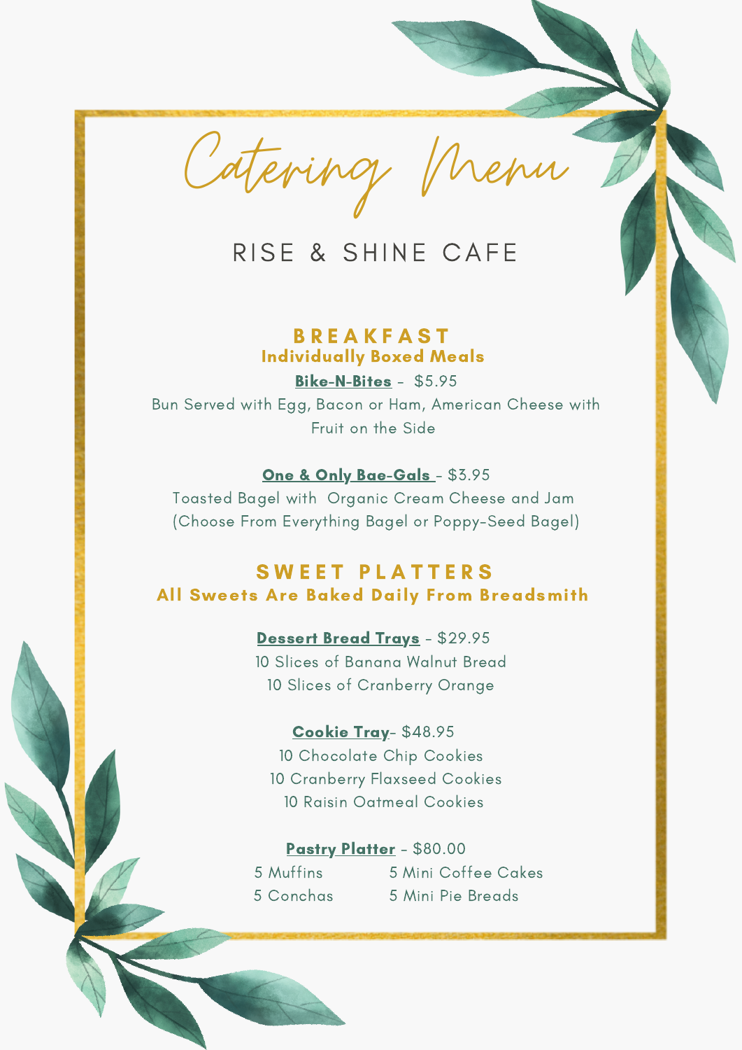# Catering Menu

## RISE & SHINE CAFE

### BREAKFAST

**Individually Boxed Meals**

**Bike-N-Bites** - $5.95

Bun Served with Egg, Bacon or Ham, American Cheese with Fruit on the Side

**One & Only Bae-Gals** - $3.95

Toasted Bagel with Organic Cream Cheese and Jam (Choose From Everything Bagel or Poppy-Seed Bagel)

### SWEET PLATTERS

**All Sweets Are Baked Daily From Breadsmith**

**Dessert Bread Trays** - $29.95

10 Slices of Banana Walnut Bread

10 Slices of Cranberry Orange

**Cookie Tray**- $48.95

10 Chocolate Chip Cookies

10 Cranberry Flaxseed Cookies

10 Raisin Oatmeal Cookies

**Pastry Platter** - $80.00

5 Muffins

5 Conchas

5 Mini Coffee Cakes

5 Mini Pie Breads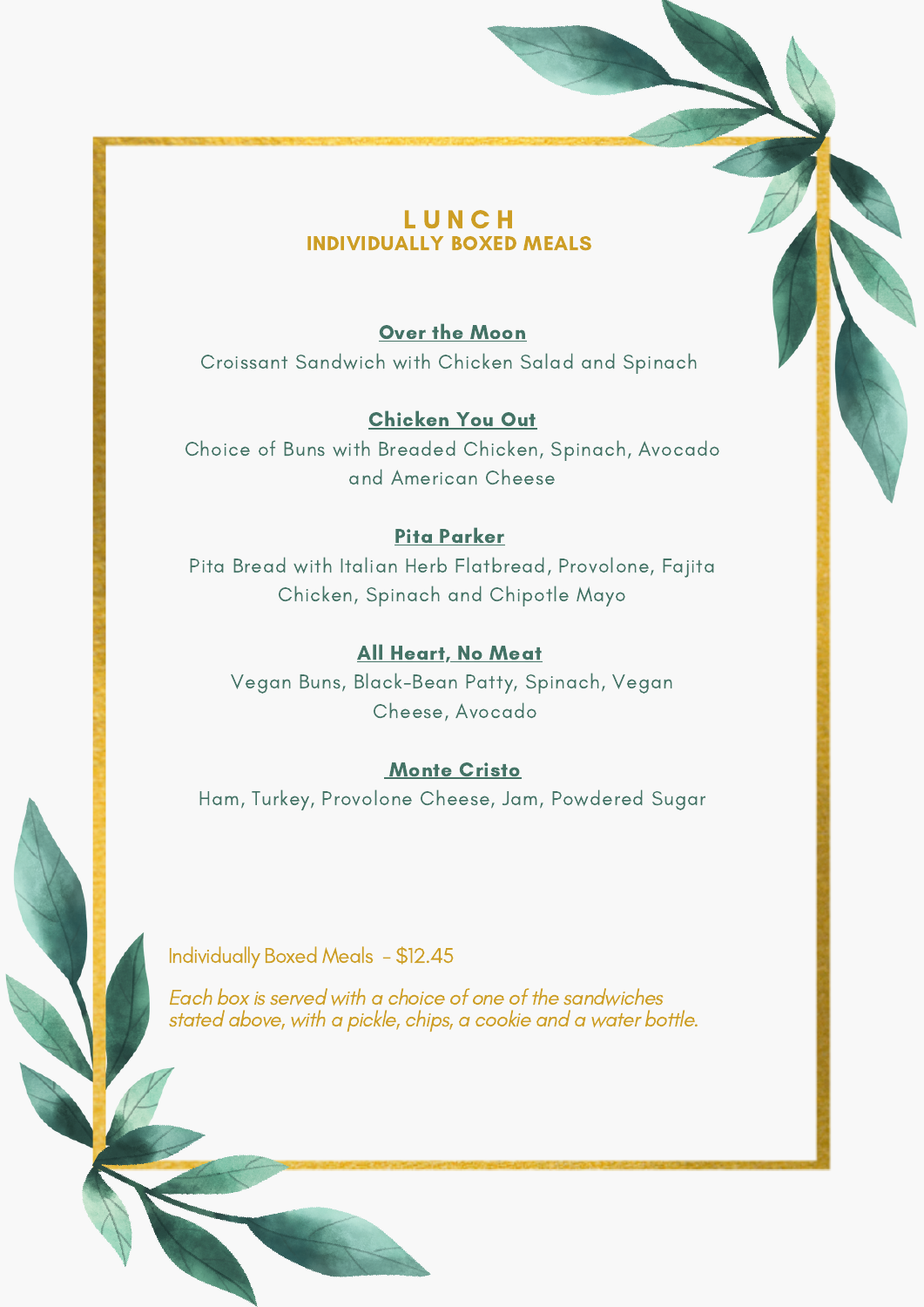# LUNCH
## INDIVIDUALLY BOXED MEALS

### Over the Moon
Croissant Sandwich with Chicken Salad and Spinach

### Chicken You Out
Choice of Buns with Breaded Chicken, Spinach, Avocado and American Cheese

### Pita Parker
Pita Bread with Italian Herb Flatbread, Provolone, Fajita Chicken, Spinach and Chipotle Mayo

### All Heart, No Meat
Vegan Buns, Black-Bean Patty, Spinach, Vegan Cheese, Avocado

### Monte Cristo
Ham, Turkey, Provolone Cheese, Jam, Powdered Sugar

Individually Boxed Meals - $12.45

*Each box is served with a choice of one of the sandwiches stated above, with a pickle, chips, a cookie and a water bottle.*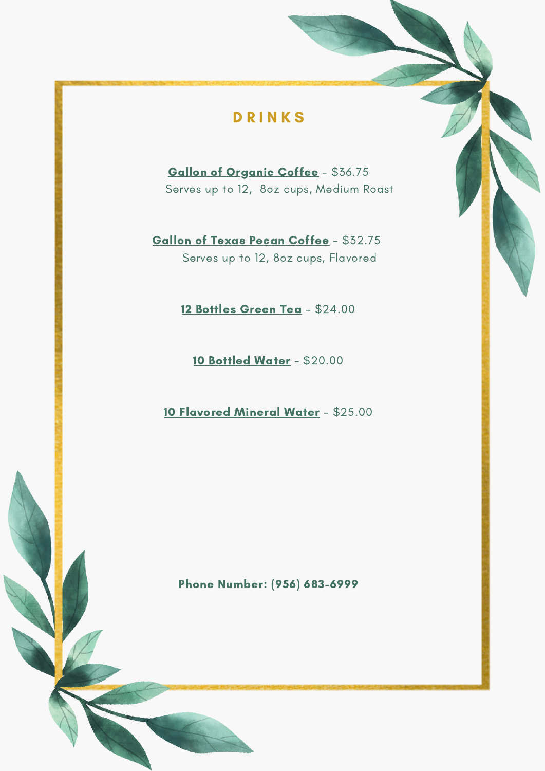## DRINKS

**Gallon of Organic Coffee** - $36.75
Serves up to 12,  8oz cups, Medium Roast

**Gallon of Texas Pecan Coffee** - $32.75
Serves up to 12, 8oz cups, Flavored

**12 Bottles Green Tea** - $24.00

**10 Bottled Water** - $20.00

**10 Flavored Mineral Water** - $25.00

**Phone Number: (956) 683-6999**